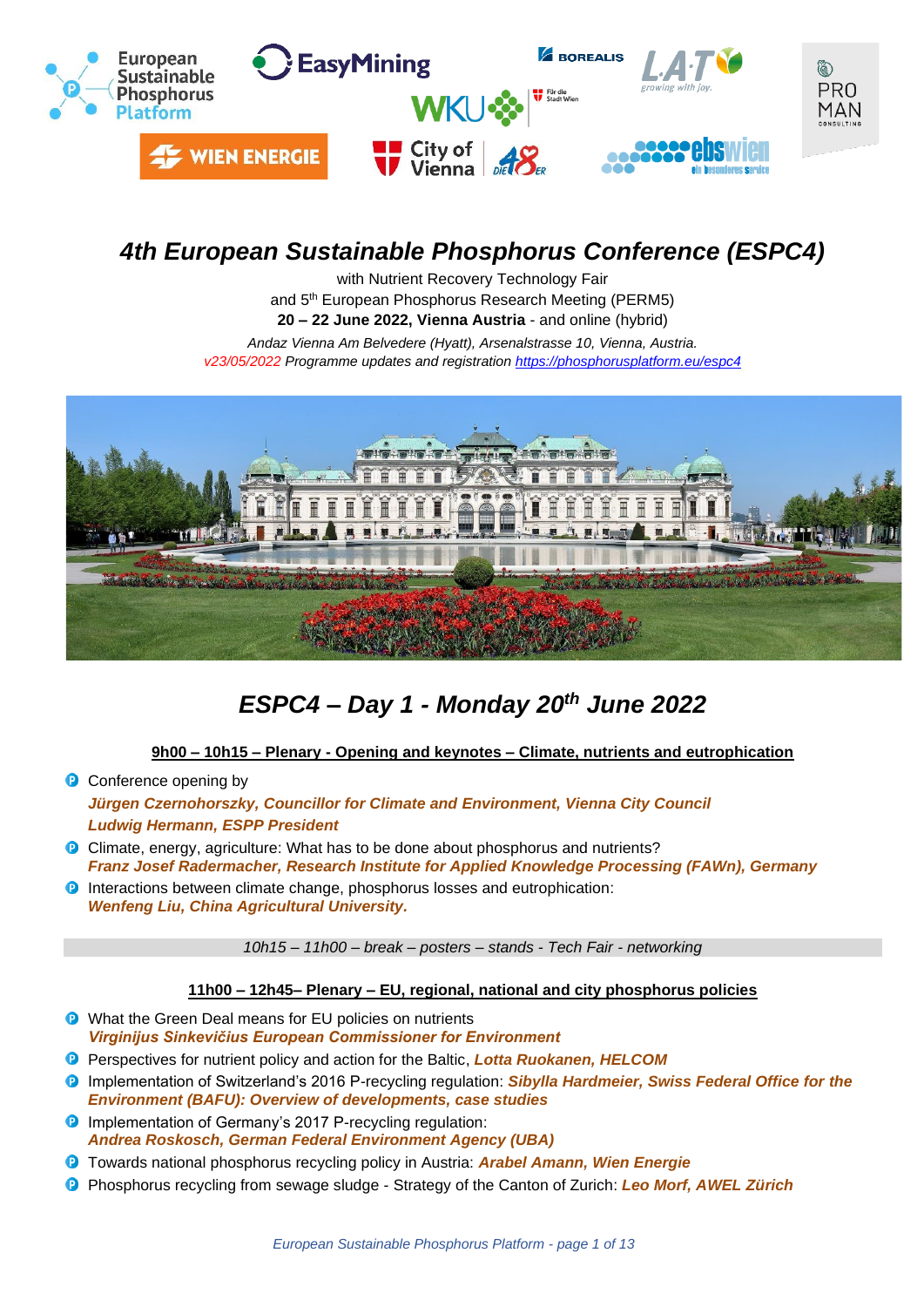# 4th European Sustainable Phosphorus Conference (ESPC4)

with Nutrient Recovery Technology Fair

and 5th European Phosphorus Research Meeting (PERM5)

**20 – 22 June 2022, Vienna Austria** - and online (hybrid)

*Andaz Vienna Am Belvedere (Hyatt), Arsenalstrasse 10, Vienna, Austria.*

*v23/05/2022 Programme updates and registration https://phosphorusplatform.eu/espc4*

## ESPC4 – Day 1 - Monday 20th June 2022

**9h00 – 10h15 – Plenary - Opening and keynotes – Climate, nutrients and eutrophication**

- Conference opening by
  ***Jürgen Czernohorszky, Councillor for Climate and Environment, Vienna City Council***
  ***Ludwig Hermann, ESPP President***
- Climate, energy, agriculture: What has to be done about phosphorus and nutrients?
  ***Franz Josef Radermacher, Research Institute for Applied Knowledge Processing (FAWn), Germany***
- Interactions between climate change, phosphorus losses and eutrophication:
  ***Wenfeng Liu, China Agricultural University.***

*10h15 – 11h00 – break – posters – stands - Tech Fair - networking*

**11h00 – 12h45– Plenary – EU, regional, national and city phosphorus policies**

- What the Green Deal means for EU policies on nutrients
  ***Virginijus Sinkevičius European Commissioner for Environment***
- Perspectives for nutrient policy and action for the Baltic, ***Lotta Ruokanen, HELCOM***
- Implementation of Switzerland's 2016 P-recycling regulation: ***Sibylla Hardmeier, Swiss Federal Office for the Environment (BAFU): Overview of developments, case studies***
- Implementation of Germany's 2017 P-recycling regulation:
  ***Andrea Roskosch, German Federal Environment Agency (UBA)***
- Towards national phosphorus recycling policy in Austria: ***Arabel Amann, Wien Energie***
- Phosphorus recycling from sewage sludge - Strategy of the Canton of Zurich: ***Leo Morf, AWEL Zürich***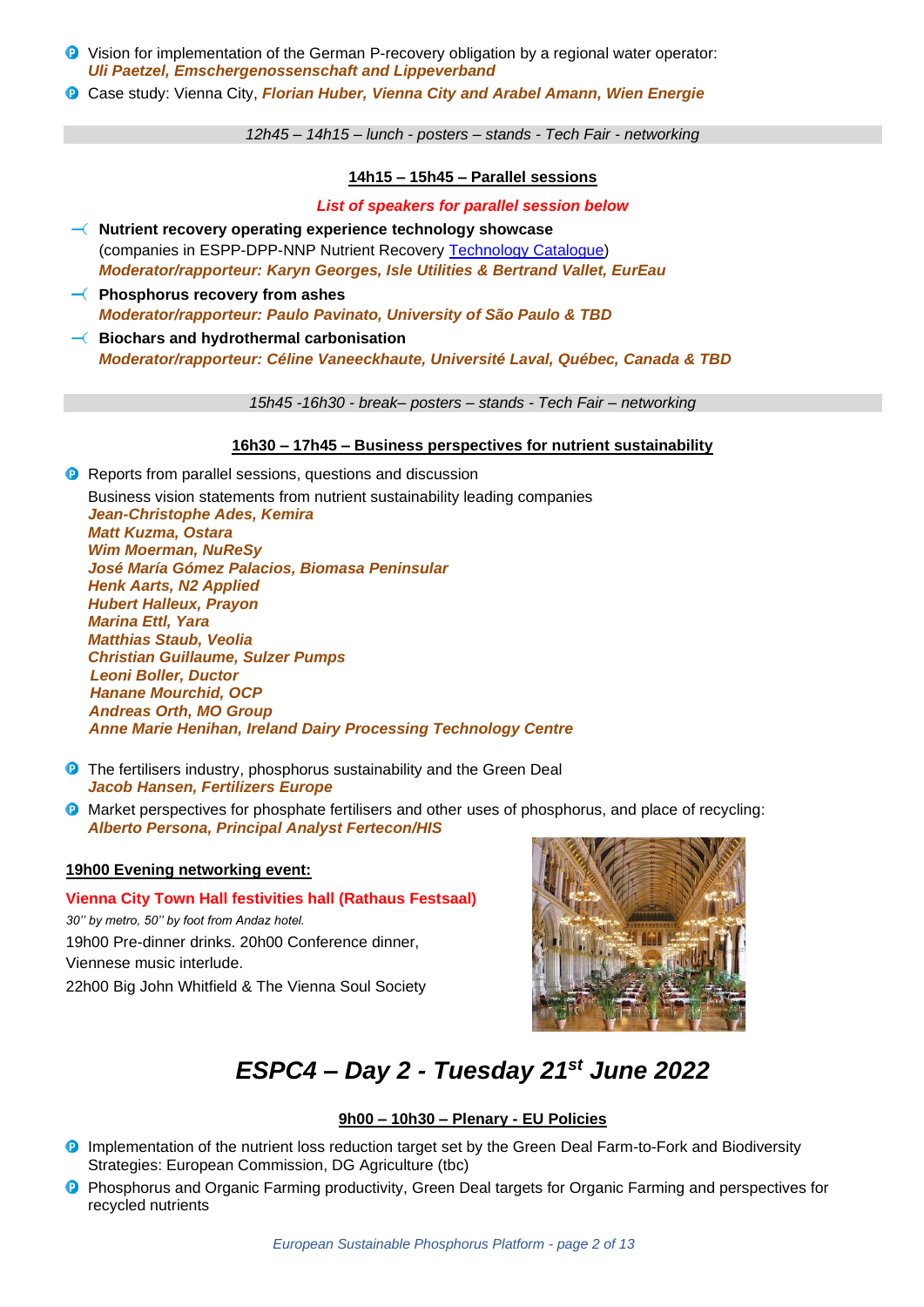- Vision for implementation of the German P-recovery obligation by a regional water operator: ***Uli Paetzel, Emschergenossenschaft and Lippeverband***
- Case study: Vienna City, ***Florian Huber, Vienna City and Arabel Amann, Wien Energie***

*12h45 – 14h15 – lunch - posters – stands - Tech Fair - networking*

**14h15 – 15h45 – Parallel sessions**

***List of speakers for parallel session below***

- **Nutrient recovery operating experience technology showcase**
  (companies in ESPP-DPP-NNP Nutrient Recovery Technology Catalogue)
  ***Moderator/rapporteur: Karyn Georges, Isle Utilities & Bertrand Vallet, EurEau***
- **Phosphorus recovery from ashes**
  ***Moderator/rapporteur: Paulo Pavinato, University of São Paulo & TBD***
- **Biochars and hydrothermal carbonisation**
  ***Moderator/rapporteur: Céline Vaneeckhaute, Université Laval, Québec, Canada & TBD***

*15h45 -16h30 - break– posters – stands - Tech Fair – networking*

**16h30 – 17h45 – Business perspectives for nutrient sustainability**

- Reports from parallel sessions, questions and discussion
  Business vision statements from nutrient sustainability leading companies
  ***Jean-Christophe Ades, Kemira***
  ***Matt Kuzma, Ostara***
  ***Wim Moerman, NuReSy***
  ***José María Gómez Palacios, Biomasa Peninsular***
  ***Henk Aarts, N2 Applied***
  ***Hubert Halleux, Prayon***
  ***Marina Ettl, Yara***
  ***Matthias Staub, Veolia***
  ***Christian Guillaume, Sulzer Pumps***
  ***Leoni Boller, Ductor***
  ***Hanane Mourchid, OCP***
  ***Andreas Orth, MO Group***
  ***Anne Marie Henihan, Ireland Dairy Processing Technology Centre***
- The fertilisers industry, phosphorus sustainability and the Green Deal
  ***Jacob Hansen, Fertilizers Europe***
- Market perspectives for phosphate fertilisers and other uses of phosphorus, and place of recycling:
  ***Alberto Persona, Principal Analyst Fertecon/HIS***

**19h00 Evening networking event:**

**Vienna City Town Hall festivities hall (Rathaus Festsaal)**

*30'' by metro, 50'' by foot from Andaz hotel.*

19h00 Pre-dinner drinks. 20h00 Conference dinner, Viennese music interlude.

22h00 Big John Whitfield & The Vienna Soul Society

# *ESPC4 – Day 2 - Tuesday 21st June 2022*

**9h00 – 10h30 – Plenary - EU Policies**

- Implementation of the nutrient loss reduction target set by the Green Deal Farm-to-Fork and Biodiversity Strategies: European Commission, DG Agriculture (tbc)
- Phosphorus and Organic Farming productivity, Green Deal targets for Organic Farming and perspectives for recycled nutrients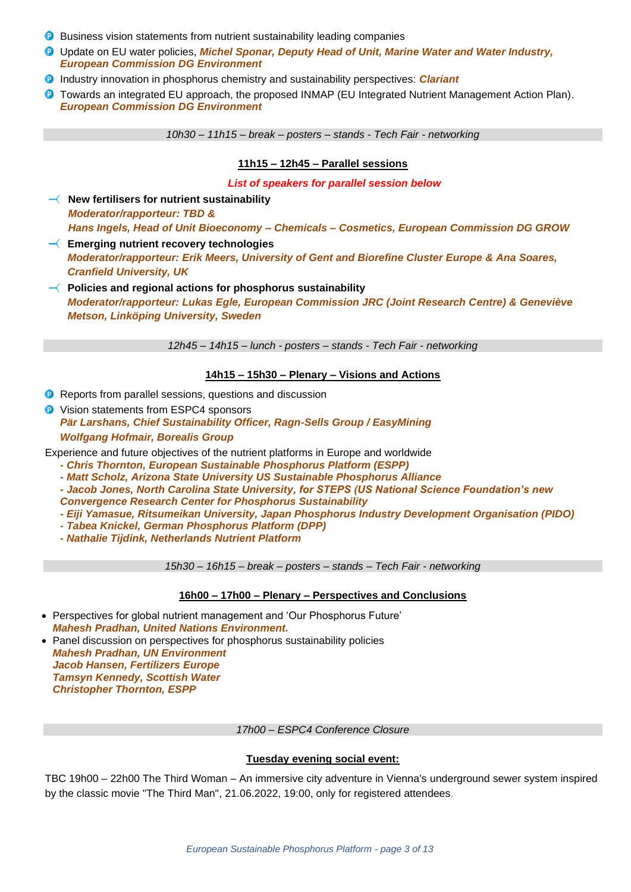- Business vision statements from nutrient sustainability leading companies
- Update on EU water policies, ***Michel Sponar, Deputy Head of Unit, Marine Water and Water Industry, European Commission DG Environment***
- Industry innovation in phosphorus chemistry and sustainability perspectives: ***Clariant***
- Towards an integrated EU approach, the proposed INMAP (EU Integrated Nutrient Management Action Plan). ***European Commission DG Environment***

*10h30 – 11h15 – break – posters – stands - Tech Fair - networking*

**11h15 – 12h45 – Parallel sessions**

***List of speakers for parallel session below***

- **New fertilisers for nutrient sustainability**
  ***Moderator/rapporteur: TBD &***
  ***Hans Ingels, Head of Unit Bioeconomy – Chemicals – Cosmetics, European Commission DG GROW***
- **Emerging nutrient recovery technologies**
  ***Moderator/rapporteur: Erik Meers, University of Gent and Biorefine Cluster Europe & Ana Soares, Cranfield University, UK***
- **Policies and regional actions for phosphorus sustainability**
  ***Moderator/rapporteur: Lukas Egle, European Commission JRC (Joint Research Centre) & Geneviève Metson, Linköping University, Sweden***

*12h45 – 14h15 – lunch - posters – stands - Tech Fair - networking*

**14h15 – 15h30 – Plenary – Visions and Actions**

- Reports from parallel sessions, questions and discussion
- Vision statements from ESPC4 sponsors
  ***Pär Larshans, Chief Sustainability Officer, Ragn-Sells Group / EasyMining***
  ***Wolfgang Hofmair, Borealis Group***

Experience and future objectives of the nutrient platforms in Europe and worldwide

***- Chris Thornton, European Sustainable Phosphorus Platform (ESPP)***
***- Matt Scholz, Arizona State University US Sustainable Phosphorus Alliance***
***- Jacob Jones, North Carolina State University, for STEPS (US National Science Foundation's new Convergence Research Center for Phosphorus Sustainability***
***- Eiji Yamasue, Ritsumeikan University, Japan Phosphorus Industry Development Organisation (PIDO)***
***- Tabea Knickel, German Phosphorus Platform (DPP)***
***- Nathalie Tijdink, Netherlands Nutrient Platform***

*15h30 – 16h15 – break – posters – stands – Tech Fair - networking*

**16h00 – 17h00 – Plenary – Perspectives and Conclusions**

- Perspectives for global nutrient management and 'Our Phosphorus Future'
  ***Mahesh Pradhan, United Nations Environment.***
- Panel discussion on perspectives for phosphorus sustainability policies
  ***Mahesh Pradhan, UN Environment***
  ***Jacob Hansen, Fertilizers Europe***
  ***Tamsyn Kennedy, Scottish Water***
  ***Christopher Thornton, ESPP***

*17h00 – ESPC4 Conference Closure*

**Tuesday evening social event:**

TBC 19h00 – 22h00 The Third Woman – An immersive city adventure in Vienna's underground sewer system inspired by the classic movie "The Third Man", 21.06.2022, 19:00, only for registered attendees.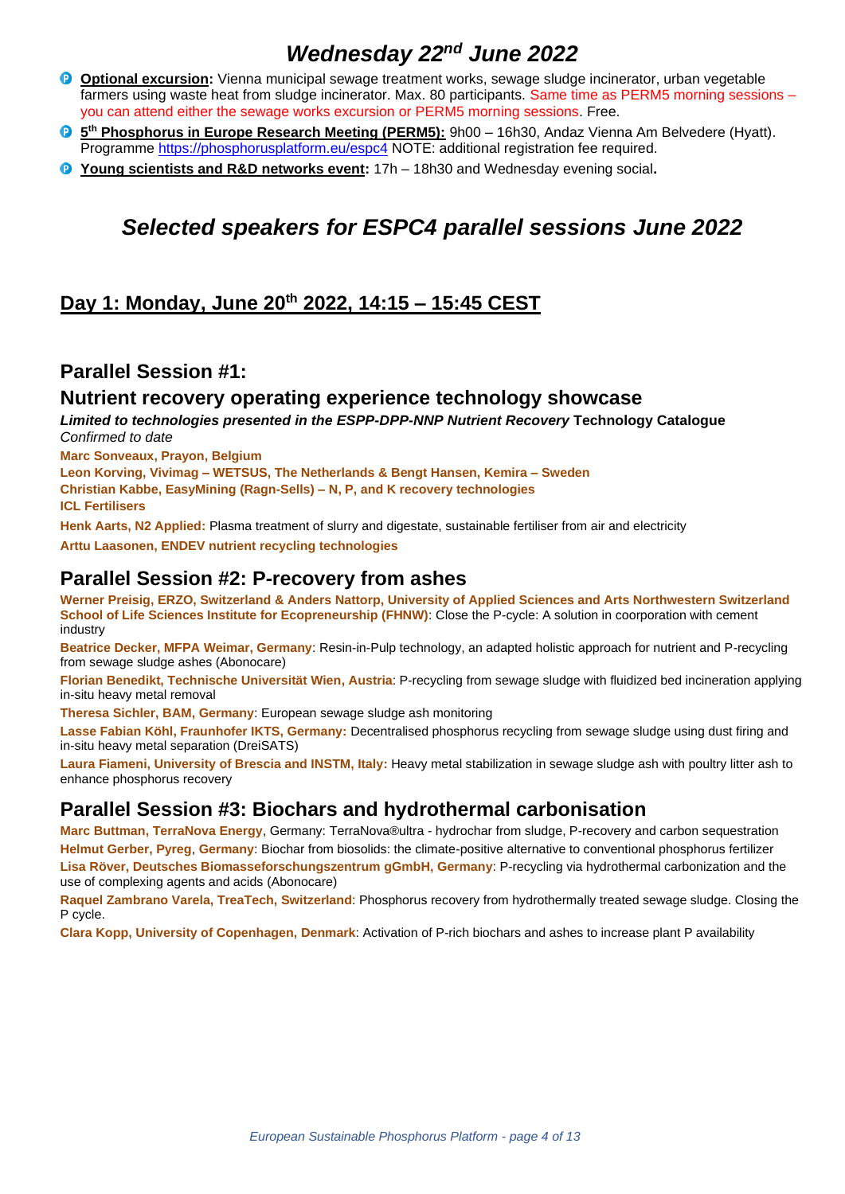# *Wednesday 22nd June 2022*

- **Optional excursion:** Vienna municipal sewage treatment works, sewage sludge incinerator, urban vegetable farmers using waste heat from sludge incinerator. Max. 80 participants. Same time as PERM5 morning sessions – you can attend either the sewage works excursion or PERM5 morning sessions. Free.
- **5th Phosphorus in Europe Research Meeting (PERM5):** 9h00 – 16h30, Andaz Vienna Am Belvedere (Hyatt). Programme https://phosphorusplatform.eu/espc4 NOTE: additional registration fee required.
- **Young scientists and R&D networks event:** 17h – 18h30 and Wednesday evening social**.**

## *Selected speakers for ESPC4 parallel sessions June 2022*

## Day 1: Monday, June 20th 2022, 14:15 – 15:45 CEST

### Parallel Session #1:

### Nutrient recovery operating experience technology showcase

***Limited to technologies presented in the ESPP-DPP-NNP Nutrient Recovery* Technology Catalogue**

*Confirmed to date*

**Marc Sonveaux, Prayon, Belgium**

**Leon Korving, Vivimag – WETSUS, The Netherlands & Bengt Hansen, Kemira – Sweden**

**Christian Kabbe, EasyMining (Ragn-Sells) – N, P, and K recovery technologies**

**ICL Fertilisers**

**Henk Aarts, N2 Applied:** Plasma treatment of slurry and digestate, sustainable fertiliser from air and electricity

**Arttu Laasonen, ENDEV nutrient recycling technologies**

### Parallel Session #2: P-recovery from ashes

**Werner Preisig, ERZO, Switzerland & Anders Nattorp, University of Applied Sciences and Arts Northwestern Switzerland School of Life Sciences Institute for Ecopreneurship (FHNW)**: Close the P-cycle: A solution in coorporation with cement industry

**Beatrice Decker, MFPA Weimar, Germany**: Resin-in-Pulp technology, an adapted holistic approach for nutrient and P-recycling from sewage sludge ashes (Abonocare)

**Florian Benedikt, Technische Universität Wien, Austria**: P-recycling from sewage sludge with fluidized bed incineration applying in-situ heavy metal removal

**Theresa Sichler, BAM, Germany**: European sewage sludge ash monitoring

**Lasse Fabian Köhl, Fraunhofer IKTS, Germany:** Decentralised phosphorus recycling from sewage sludge using dust firing and in-situ heavy metal separation (DreiSATS)

**Laura Fiameni, University of Brescia and INSTM, Italy:** Heavy metal stabilization in sewage sludge ash with poultry litter ash to enhance phosphorus recovery

### Parallel Session #3: Biochars and hydrothermal carbonisation

**Marc Buttman, TerraNova Energy**, Germany: TerraNova®ultra - hydrochar from sludge, P-recovery and carbon sequestration

**Helmut Gerber, Pyreg**, **Germany**: Biochar from biosolids: the climate-positive alternative to conventional phosphorus fertilizer

**Lisa Röver, Deutsches Biomasseforschungszentrum gGmbH, Germany**: P-recycling via hydrothermal carbonization and the use of complexing agents and acids (Abonocare)

**Raquel Zambrano Varela, TreaTech, Switzerland**: Phosphorus recovery from hydrothermally treated sewage sludge. Closing the P cycle.

**Clara Kopp, University of Copenhagen, Denmark**: Activation of P-rich biochars and ashes to increase plant P availability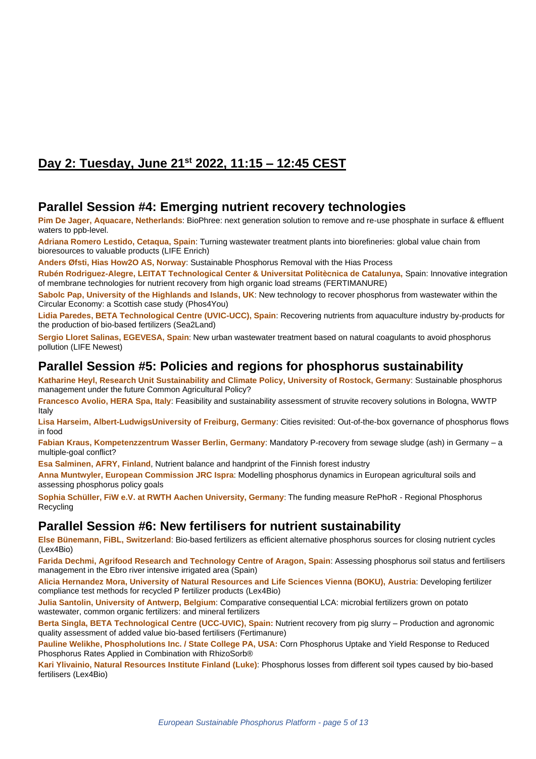## Day 2: Tuesday, June 21st 2022, 11:15 – 12:45 CEST

## Parallel Session #4: Emerging nutrient recovery technologies

**Pim De Jager, Aquacare, Netherlands**: BioPhree: next generation solution to remove and re-use phosphate in surface & effluent waters to ppb-level.

**Adriana Romero Lestido, Cetaqua, Spain**: Turning wastewater treatment plants into biorefineries: global value chain from bioresources to valuable products (LIFE Enrich)

**Anders Øfsti, Hias How2O AS, Norway**: Sustainable Phosphorus Removal with the Hias Process

**Rubén Rodriguez-Alegre, LEITAT Technological Center & Universitat Politècnica de Catalunya,** Spain: Innovative integration of membrane technologies for nutrient recovery from high organic load streams (FERTIMANURE)

**Sabolc Pap, University of the Highlands and Islands, UK**: New technology to recover phosphorus from wastewater within the Circular Economy: a Scottish case study (Phos4You)

**Lidia Paredes, BETA Technological Centre (UVIC-UCC), Spain**: Recovering nutrients from aquaculture industry by-products for the production of bio-based fertilizers (Sea2Land)

**Sergio Lloret Salinas, EGEVESA, Spain**: New urban wastewater treatment based on natural coagulants to avoid phosphorus pollution (LIFE Newest)

## Parallel Session #5: Policies and regions for phosphorus sustainability

**Katharine Heyl, Research Unit Sustainability and Climate Policy, University of Rostock, Germany**: Sustainable phosphorus management under the future Common Agricultural Policy?

**Francesco Avolio, HERA Spa, Italy**: Feasibility and sustainability assessment of struvite recovery solutions in Bologna, WWTP Italy

**Lisa Harseim, Albert-LudwigsUniversity of Freiburg, Germany**: Cities revisited: Out-of-the-box governance of phosphorus flows in food

**Fabian Kraus, Kompetenzzentrum Wasser Berlin, Germany**: Mandatory P-recovery from sewage sludge (ash) in Germany – a multiple-goal conflict?

**Esa Salminen, AFRY, Finland**, Nutrient balance and handprint of the Finnish forest industry

**Anna Muntwyler, European Commission JRC Ispra**: Modelling phosphorus dynamics in European agricultural soils and assessing phosphorus policy goals

**Sophia Schüller, FiW e.V. at RWTH Aachen University, Germany**: The funding measure RePhoR - Regional Phosphorus Recycling

## Parallel Session #6: New fertilisers for nutrient sustainability

**Else Bünemann, FiBL, Switzerland**: Bio-based fertilizers as efficient alternative phosphorus sources for closing nutrient cycles (Lex4Bio)

**Farida Dechmi, Agrifood Research and Technology Centre of Aragon, Spain**: Assessing phosphorus soil status and fertilisers management in the Ebro river intensive irrigated area (Spain)

**Alicia Hernandez Mora, University of Natural Resources and Life Sciences Vienna (BOKU), Austria**: Developing fertilizer compliance test methods for recycled P fertilizer products (Lex4Bio)

**Julia Santolin, University of Antwerp, Belgium**: Comparative consequential LCA: microbial fertilizers grown on potato wastewater, common organic fertilizers: and mineral fertilizers

**Berta Singla, BETA Technological Centre (UCC-UVIC), Spain:** Nutrient recovery from pig slurry – Production and agronomic quality assessment of added value bio-based fertilisers (Fertimanure)

**Pauline Welikhe, Phospholutions Inc. / State College PA, USA:** Corn Phosphorus Uptake and Yield Response to Reduced Phosphorus Rates Applied in Combination with RhizoSorb®

**Kari Ylivainio, Natural Resources Institute Finland (Luke)**: Phosphorus losses from different soil types caused by bio-based fertilisers (Lex4Bio)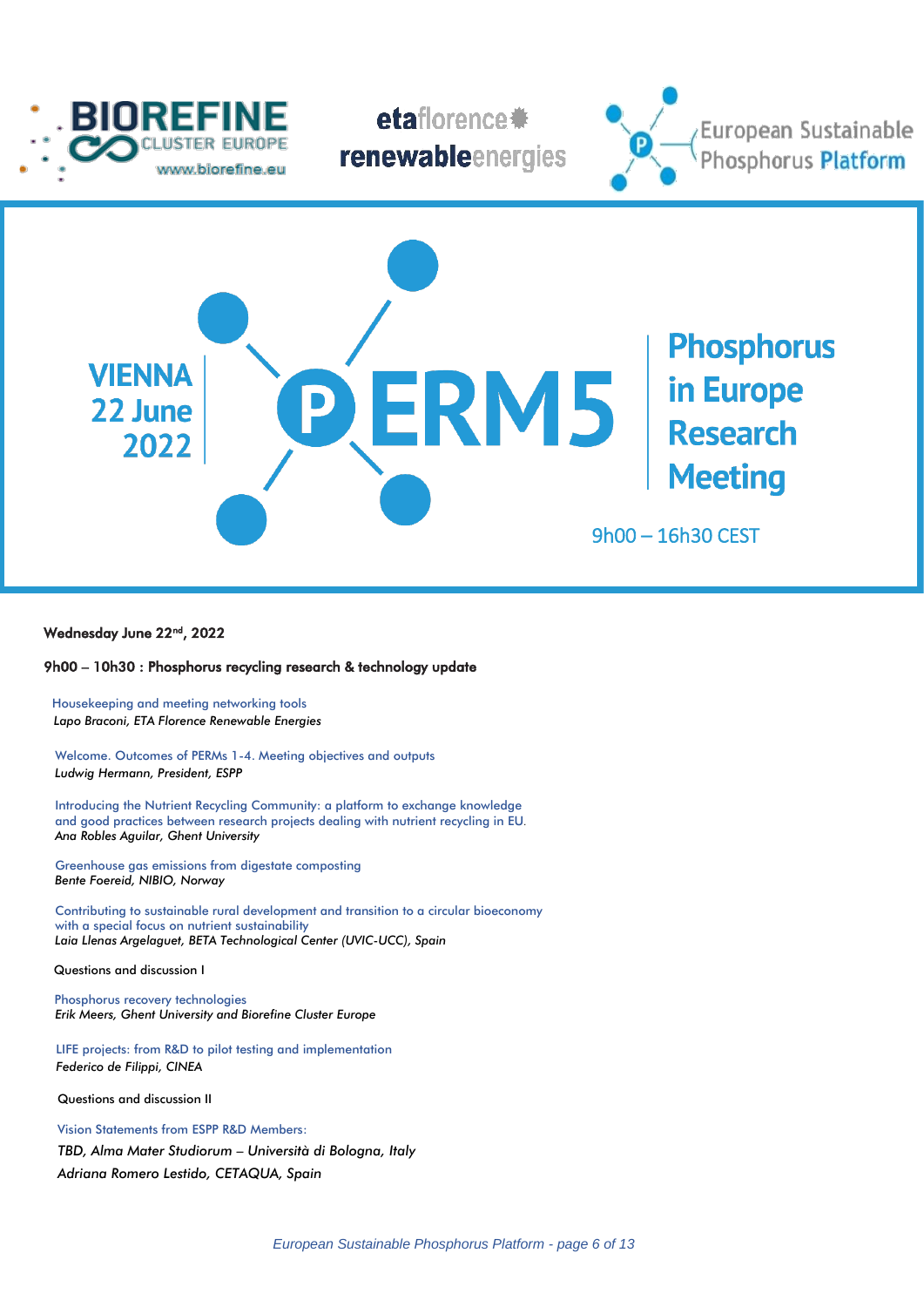BIOREFINE CLUSTER EUROPE www.biorefine.eu

etaflorence renewableenergies

European Sustainable Phosphorus Platform

# PERM5

VIENNA 22 June 2022

**Phosphorus in Europe Research Meeting**

9h00 – 16h30 CEST

**Wednesday June 22nd, 2022**

**9h00 – 10h30 : Phosphorus recycling research & technology update**

Housekeeping and meeting networking tools
*Lapo Braconi, ETA Florence Renewable Energies*

Welcome. Outcomes of PERMs 1-4. Meeting objectives and outputs
*Ludwig Hermann, President, ESPP*

Introducing the Nutrient Recycling Community: a platform to exchange knowledge and good practices between research projects dealing with nutrient recycling in EU.
*Ana Robles Aguilar, Ghent University*

Greenhouse gas emissions from digestate composting
*Bente Foereid, NIBIO, Norway*

Contributing to sustainable rural development and transition to a circular bioeconomy with a special focus on nutrient sustainability
*Laia Llenas Argelaguet, BETA Technological Center (UVIC-UCC), Spain*

Questions and discussion I

Phosphorus recovery technologies
*Erik Meers, Ghent University and Biorefine Cluster Europe*

LIFE projects: from R&D to pilot testing and implementation
*Federico de Filippi, CINEA*

Questions and discussion II

Vision Statements from ESPP R&D Members:
*TBD, Alma Mater Studiorum – Università di Bologna, Italy*
*Adriana Romero Lestido, CETAQUA, Spain*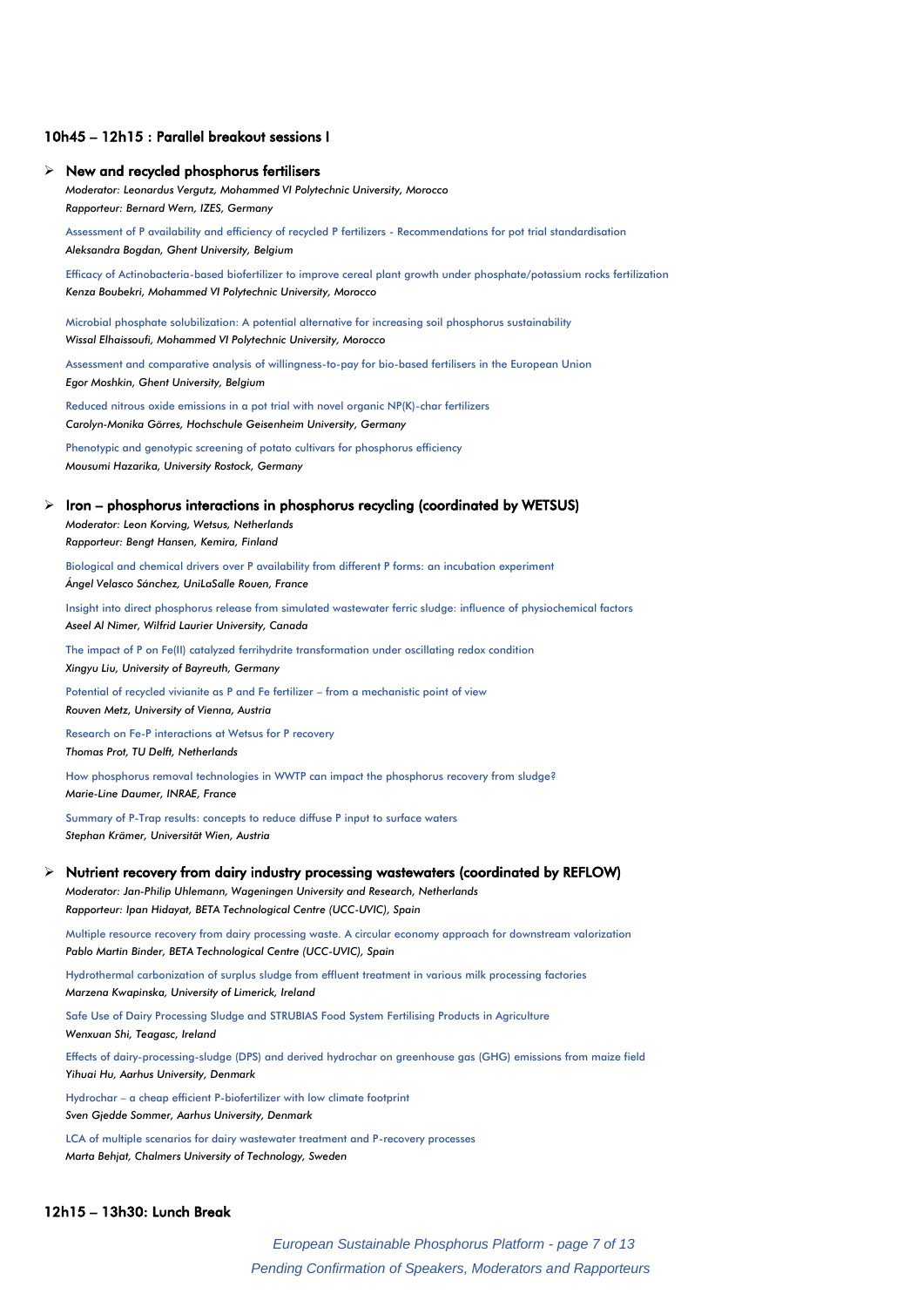## 10h45 – 12h15 : Parallel breakout sessions I

### ➢ New and recycled phosphorus fertilisers

*Moderator: Leonardus Vergutz, Mohammed VI Polytechnic University, Morocco*
*Rapporteur: Bernard Wern, IZES, Germany*

Assessment of P availability and efficiency of recycled P fertilizers - Recommendations for pot trial standardisation
*Aleksandra Bogdan, Ghent University, Belgium*

Efficacy of Actinobacteria-based biofertilizer to improve cereal plant growth under phosphate/potassium rocks fertilization
*Kenza Boubekri, Mohammed VI Polytechnic University, Morocco*

Microbial phosphate solubilization: A potential alternative for increasing soil phosphorus sustainability
*Wissal Elhaissoufi, Mohammed VI Polytechnic University, Morocco*

Assessment and comparative analysis of willingness-to-pay for bio-based fertilisers in the European Union
*Egor Moshkin, Ghent University, Belgium*

Reduced nitrous oxide emissions in a pot trial with novel organic NP(K)-char fertilizers
*Carolyn-Monika Görres, Hochschule Geisenheim University, Germany*

Phenotypic and genotypic screening of potato cultivars for phosphorus efficiency
*Mousumi Hazarika, University Rostock, Germany*

### ➢ Iron – phosphorus interactions in phosphorus recycling (coordinated by WETSUS)

*Moderator: Leon Korving, Wetsus, Netherlands*
*Rapporteur: Bengt Hansen, Kemira, Finland*

Biological and chemical drivers over P availability from different P forms: an incubation experiment
*Ángel Velasco Sánchez, UniLaSalle Rouen, France*

Insight into direct phosphorus release from simulated wastewater ferric sludge: influence of physiochemical factors
*Aseel Al Nimer, Wilfrid Laurier University, Canada*

The impact of P on Fe(II) catalyzed ferrihydrite transformation under oscillating redox condition
*Xingyu Liu, University of Bayreuth, Germany*

Potential of recycled vivianite as P and Fe fertilizer – from a mechanistic point of view
*Rouven Metz, University of Vienna, Austria*

Research on Fe-P interactions at Wetsus for P recovery
*Thomas Prot, TU Delft, Netherlands*

How phosphorus removal technologies in WWTP can impact the phosphorus recovery from sludge?
*Marie-Line Daumer, INRAE, France*

Summary of P-Trap results: concepts to reduce diffuse P input to surface waters
*Stephan Krämer, Universität Wien, Austria*

### ➢ Nutrient recovery from dairy industry processing wastewaters (coordinated by REFLOW)

*Moderator: Jan-Philip Uhlemann, Wageningen University and Research, Netherlands*
*Rapporteur: Ipan Hidayat, BETA Technological Centre (UCC-UVIC), Spain*

Multiple resource recovery from dairy processing waste. A circular economy approach for downstream valorization
*Pablo Martin Binder, BETA Technological Centre (UCC-UVIC), Spain*

Hydrothermal carbonization of surplus sludge from effluent treatment in various milk processing factories
*Marzena Kwapinska, University of Limerick, Ireland*

Safe Use of Dairy Processing Sludge and STRUBIAS Food System Fertilising Products in Agriculture
*Wenxuan Shi, Teagasc, Ireland*

Effects of dairy-processing-sludge (DPS) and derived hydrochar on greenhouse gas (GHG) emissions from maize field
*Yihuai Hu, Aarhus University, Denmark*

Hydrochar – a cheap efficient P-biofertilizer with low climate footprint
*Sven Gjedde Sommer, Aarhus University, Denmark*

LCA of multiple scenarios for dairy wastewater treatment and P-recovery processes
*Marta Behjat, Chalmers University of Technology, Sweden*

## 12h15 – 13h30: Lunch Break

*Pending Confirmation of Speakers, Moderators and Rapporteurs*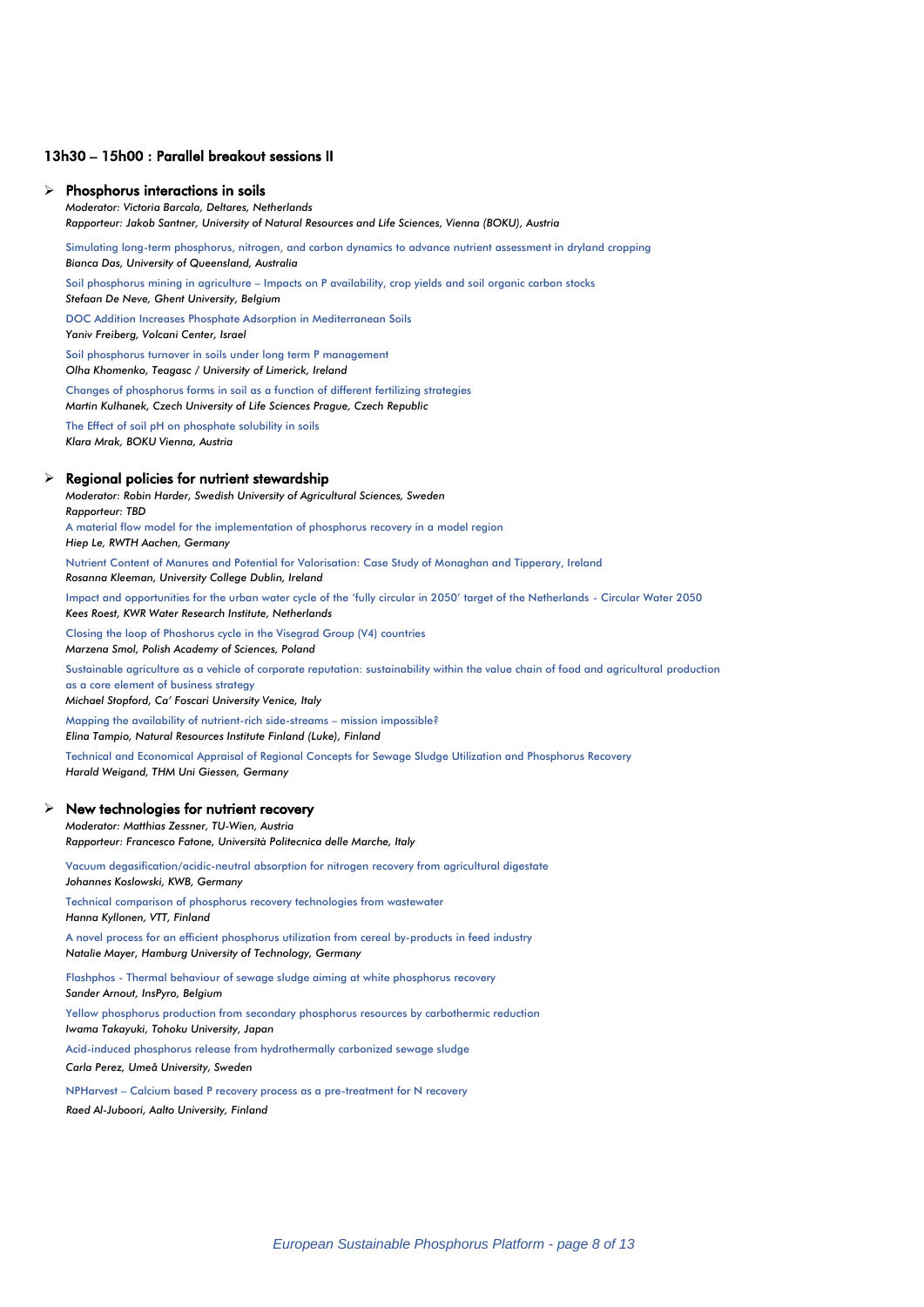## 13h30 – 15h00 : Parallel breakout sessions II

### Phosphorus interactions in soils

*Moderator: Victoria Barcala, Deltares, Netherlands*
*Rapporteur: Jakob Santner, University of Natural Resources and Life Sciences, Vienna (BOKU), Austria*

Simulating long-term phosphorus, nitrogen, and carbon dynamics to advance nutrient assessment in dryland cropping
*Bianca Das, University of Queensland, Australia*

Soil phosphorus mining in agriculture – Impacts on P availability, crop yields and soil organic carbon stocks
*Stefaan De Neve, Ghent University, Belgium*

DOC Addition Increases Phosphate Adsorption in Mediterranean Soils
*Yaniv Freiberg, Volcani Center, Israel*

Soil phosphorus turnover in soils under long term P management
*Olha Khomenko, Teagasc / University of Limerick, Ireland*

Changes of phosphorus forms in soil as a function of different fertilizing strategies
*Martin Kulhanek, Czech University of Life Sciences Prague, Czech Republic*

The Effect of soil pH on phosphate solubility in soils
*Klara Mrak, BOKU Vienna, Austria*

### Regional policies for nutrient stewardship

*Moderator: Robin Harder, Swedish University of Agricultural Sciences, Sweden*
*Rapporteur: TBD*

A material flow model for the implementation of phosphorus recovery in a model region
*Hiep Le, RWTH Aachen, Germany*

Nutrient Content of Manures and Potential for Valorisation: Case Study of Monaghan and Tipperary, Ireland
*Rosanna Kleeman, University College Dublin, Ireland*

Impact and opportunities for the urban water cycle of the 'fully circular in 2050' target of the Netherlands - Circular Water 2050
*Kees Roest, KWR Water Research Institute, Netherlands*

Closing the loop of Phoshorus cycle in the Visegrad Group (V4) countries
*Marzena Smol, Polish Academy of Sciences, Poland*

Sustainable agriculture as a vehicle of corporate reputation: sustainability within the value chain of food and agricultural production as a core element of business strategy
*Michael Stopford, Ca' Foscari University Venice, Italy*

Mapping the availability of nutrient-rich side-streams – mission impossible?
*Elina Tampio, Natural Resources Institute Finland (Luke), Finland*

Technical and Economical Appraisal of Regional Concepts for Sewage Sludge Utilization and Phosphorus Recovery
*Harald Weigand, THM Uni Giessen, Germany*

### New technologies for nutrient recovery

*Moderator: Matthias Zessner, TU-Wien, Austria*
*Rapporteur: Francesco Fatone, Università Politecnica delle Marche, Italy*

Vacuum degasification/acidic-neutral absorption for nitrogen recovery from agricultural digestate
*Johannes Koslowski, KWB, Germany*

Technical comparison of phosphorus recovery technologies from wastewater
*Hanna Kyllonen, VTT, Finland*

A novel process for an efficient phosphorus utilization from cereal by-products in feed industry
*Natalie Mayer, Hamburg University of Technology, Germany*

Flashphos - Thermal behaviour of sewage sludge aiming at white phosphorus recovery
*Sander Arnout, InsPyro, Belgium*

Yellow phosphorus production from secondary phosphorus resources by carbothermic reduction
*Iwama Takayuki, Tohoku University, Japan*

Acid-induced phosphorus release from hydrothermally carbonized sewage sludge
*Carla Perez, Umeå University, Sweden*

NPHarvest – Calcium based P recovery process as a pre-treatment for N recovery
*Raed Al-Juboori, Aalto University, Finland*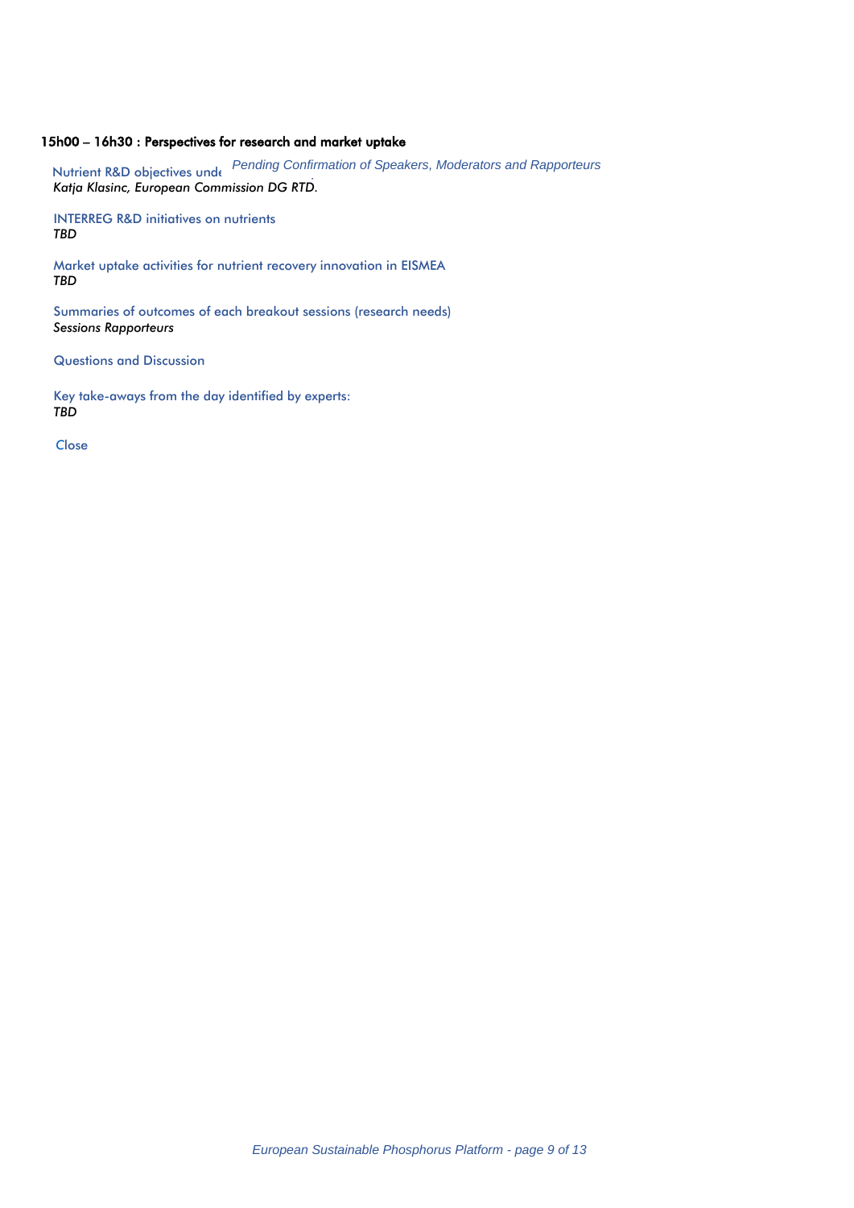**15h00 – 16h30 : Perspectives for research and market uptake**

*Pending Confirmation of Speakers, Moderators and Rapporteurs*

Nutrient R&D objectives unde
*Katja Klasinc, European Commission DG RTD.*

INTERREG R&D initiatives on nutrients
***TBD***

Market uptake activities for nutrient recovery innovation in EISMEA
***TBD***

Summaries of outcomes of each breakout sessions (research needs)
*Sessions Rapporteurs*

Questions and Discussion

Key take-aways from the day identified by experts:
***TBD***

Close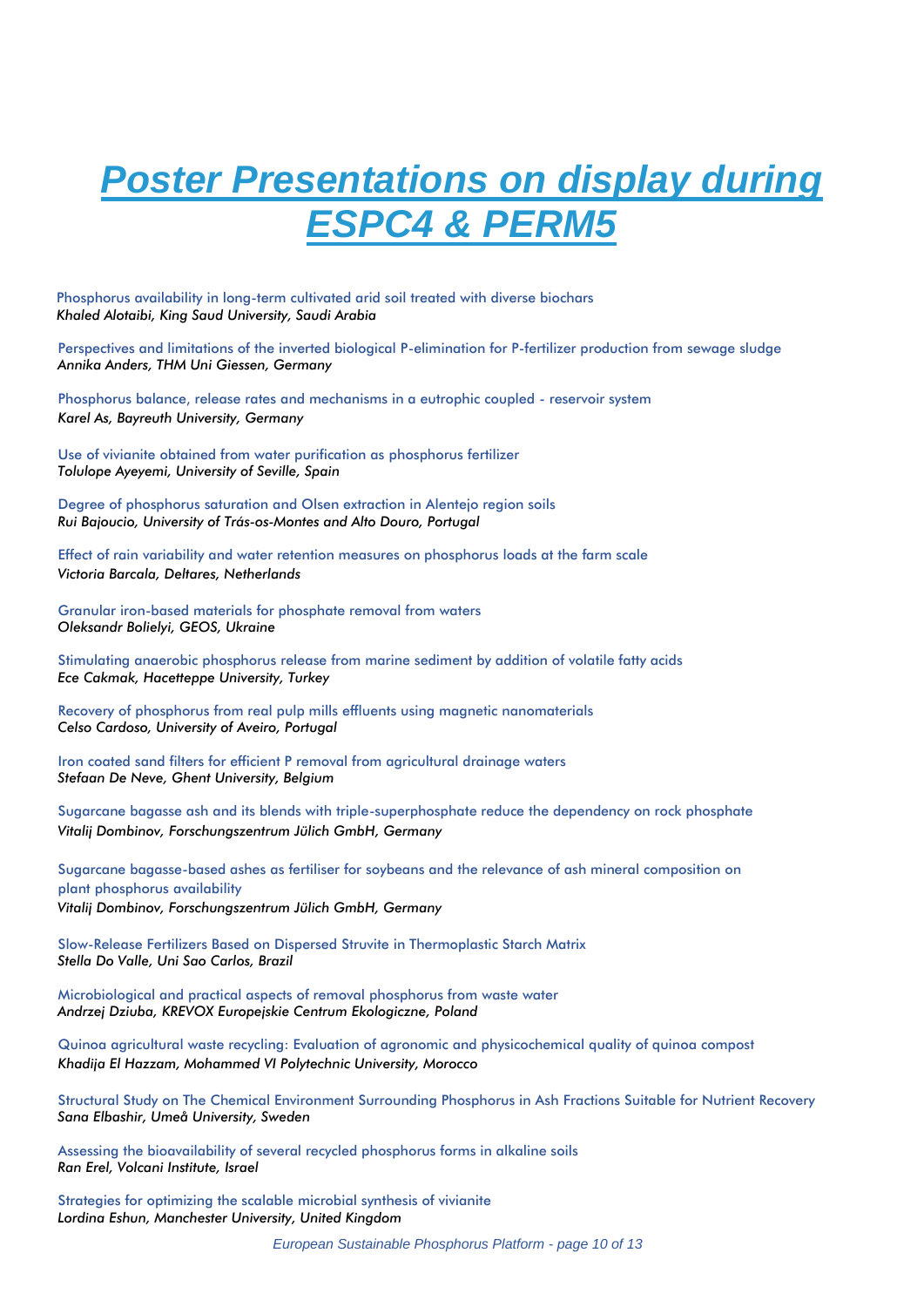# Poster Presentations on display during ESPC4 & PERM5

Phosphorus availability in long-term cultivated arid soil treated with diverse biochars
*Khaled Alotaibi, King Saud University, Saudi Arabia*

Perspectives and limitations of the inverted biological P-elimination for P-fertilizer production from sewage sludge
*Annika Anders, THM Uni Giessen, Germany*

Phosphorus balance, release rates and mechanisms in a eutrophic coupled - reservoir system
*Karel As, Bayreuth University, Germany*

Use of vivianite obtained from water purification as phosphorus fertilizer
*Tolulope Ayeyemi, University of Seville, Spain*

Degree of phosphorus saturation and Olsen extraction in Alentejo region soils
*Rui Bajoucio, University of Trás-os-Montes and Alto Douro, Portugal*

Effect of rain variability and water retention measures on phosphorus loads at the farm scale
*Victoria Barcala, Deltares, Netherlands*

Granular iron-based materials for phosphate removal from waters
*Oleksandr Bolielyi, GEOS, Ukraine*

Stimulating anaerobic phosphorus release from marine sediment by addition of volatile fatty acids
*Ece Cakmak, Hacetteppe University, Turkey*

Recovery of phosphorus from real pulp mills effluents using magnetic nanomaterials
*Celso Cardoso, University of Aveiro, Portugal*

Iron coated sand filters for efficient P removal from agricultural drainage waters
*Stefaan De Neve, Ghent University, Belgium*

Sugarcane bagasse ash and its blends with triple-superphosphate reduce the dependency on rock phosphate
*Vitalij Dombinov, Forschungszentrum Jülich GmbH, Germany*

Sugarcane bagasse-based ashes as fertiliser for soybeans and the relevance of ash mineral composition on plant phosphorus availability
*Vitalij Dombinov, Forschungszentrum Jülich GmbH, Germany*

Slow-Release Fertilizers Based on Dispersed Struvite in Thermoplastic Starch Matrix
*Stella Do Valle, Uni Sao Carlos, Brazil*

Microbiological and practical aspects of removal phosphorus from waste water
*Andrzej Dziuba, KREVOX Europejskie Centrum Ekologiczne, Poland*

Quinoa agricultural waste recycling: Evaluation of agronomic and physicochemical quality of quinoa compost
*Khadija El Hazzam, Mohammed VI Polytechnic University, Morocco*

Structural Study on The Chemical Environment Surrounding Phosphorus in Ash Fractions Suitable for Nutrient Recovery
*Sana Elbashir, Umeå University, Sweden*

Assessing the bioavailability of several recycled phosphorus forms in alkaline soils
*Ran Erel, Volcani Institute, Israel*

Strategies for optimizing the scalable microbial synthesis of vivianite
*Lordina Eshun, Manchester University, United Kingdom*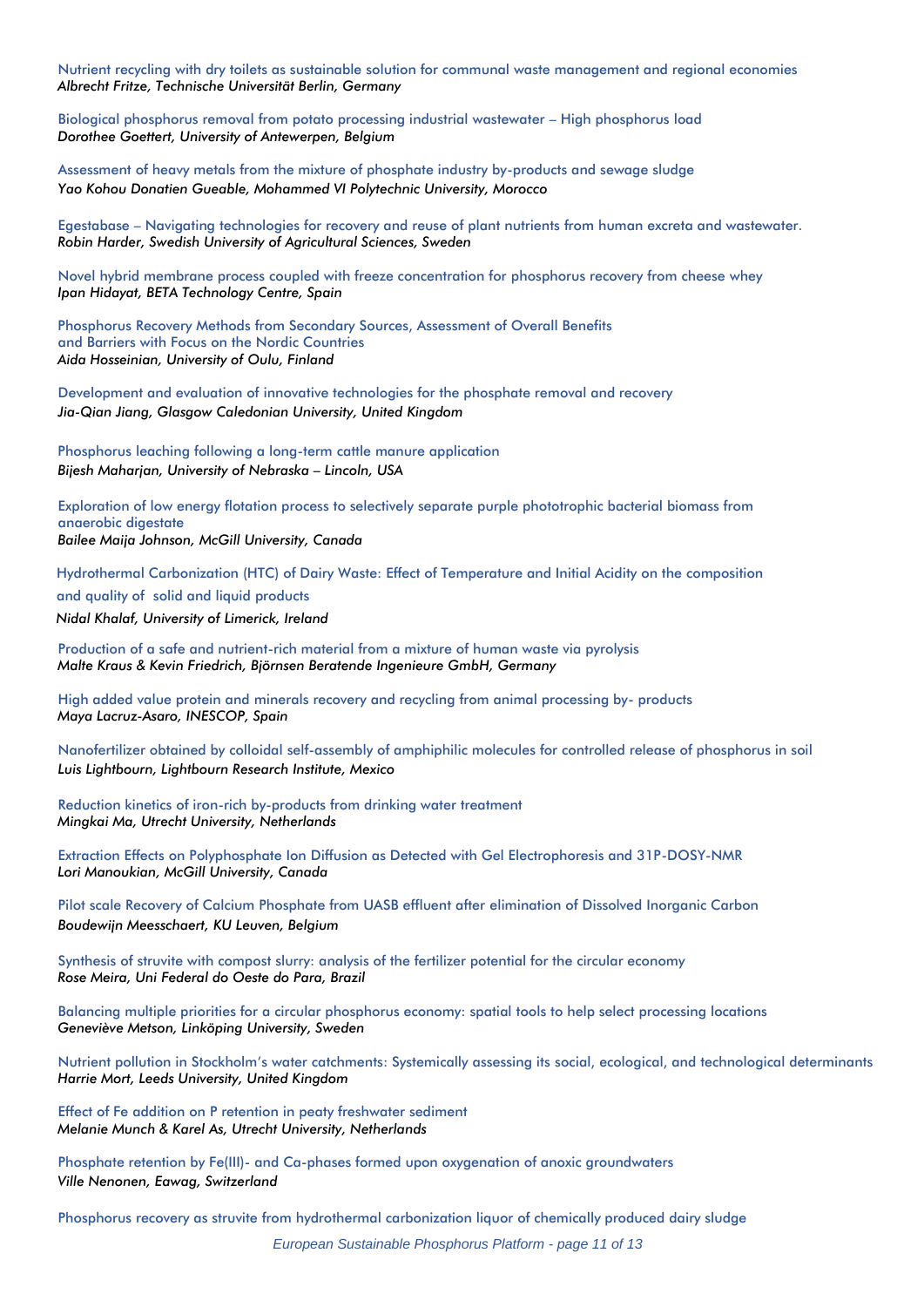Nutrient recycling with dry toilets as sustainable solution for communal waste management and regional economies
*Albrecht Fritze, Technische Universität Berlin, Germany*

Biological phosphorus removal from potato processing industrial wastewater – High phosphorus load
*Dorothee Goettert, University of Antewerpen, Belgium*

Assessment of heavy metals from the mixture of phosphate industry by-products and sewage sludge
*Yao Kohou Donatien Gueable, Mohammed VI Polytechnic University, Morocco*

Egestabase – Navigating technologies for recovery and reuse of plant nutrients from human excreta and wastewater.
*Robin Harder, Swedish University of Agricultural Sciences, Sweden*

Novel hybrid membrane process coupled with freeze concentration for phosphorus recovery from cheese whey
*Ipan Hidayat, BETA Technology Centre, Spain*

Phosphorus Recovery Methods from Secondary Sources, Assessment of Overall Benefits and Barriers with Focus on the Nordic Countries
*Aida Hosseinian, University of Oulu, Finland*

Development and evaluation of innovative technologies for the phosphate removal and recovery
*Jia-Qian Jiang, Glasgow Caledonian University, United Kingdom*

Phosphorus leaching following a long-term cattle manure application
*Bijesh Maharjan, University of Nebraska – Lincoln, USA*

Exploration of low energy flotation process to selectively separate purple phototrophic bacterial biomass from anaerobic digestate
*Bailee Maija Johnson, McGill University, Canada*

Hydrothermal Carbonization (HTC) of Dairy Waste: Effect of Temperature and Initial Acidity on the composition and quality of solid and liquid products
*Nidal Khalaf, University of Limerick, Ireland*

Production of a safe and nutrient-rich material from a mixture of human waste via pyrolysis
*Malte Kraus & Kevin Friedrich, Björnsen Beratende Ingenieure GmbH, Germany*

High added value protein and minerals recovery and recycling from animal processing by- products
*Maya Lacruz-Asaro, INESCOP, Spain*

Nanofertilizer obtained by colloidal self-assembly of amphiphilic molecules for controlled release of phosphorus in soil
*Luis Lightbourn, Lightbourn Research Institute, Mexico*

Reduction kinetics of iron-rich by-products from drinking water treatment
*Mingkai Ma, Utrecht University, Netherlands*

Extraction Effects on Polyphosphate Ion Diffusion as Detected with Gel Electrophoresis and 31P-DOSY-NMR
*Lori Manoukian, McGill University, Canada*

Pilot scale Recovery of Calcium Phosphate from UASB effluent after elimination of Dissolved Inorganic Carbon
*Boudewijn Meesschaert, KU Leuven, Belgium*

Synthesis of struvite with compost slurry: analysis of the fertilizer potential for the circular economy
*Rose Meira, Uni Federal do Oeste do Para, Brazil*

Balancing multiple priorities for a circular phosphorus economy: spatial tools to help select processing locations
*Geneviève Metson, Linköping University, Sweden*

Nutrient pollution in Stockholm's water catchments: Systemically assessing its social, ecological, and technological determinants
*Harrie Mort, Leeds University, United Kingdom*

Effect of Fe addition on P retention in peaty freshwater sediment
*Melanie Munch & Karel As, Utrecht University, Netherlands*

Phosphate retention by Fe(III)- and Ca-phases formed upon oxygenation of anoxic groundwaters
*Ville Nenonen, Eawag, Switzerland*

Phosphorus recovery as struvite from hydrothermal carbonization liquor of chemically produced dairy sludge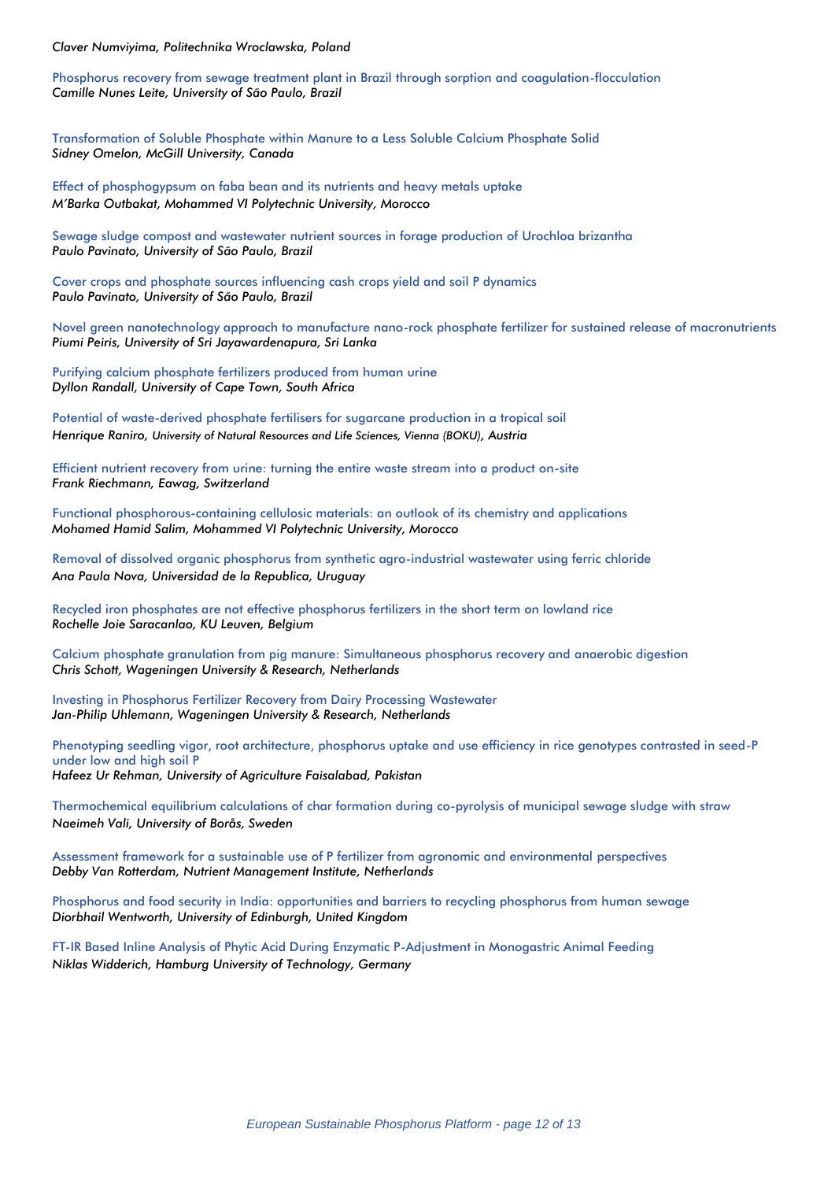*Claver Numviyima, Politechnika Wroclawska, Poland*

Phosphorus recovery from sewage treatment plant in Brazil through sorption and coagulation-flocculation
*Camille Nunes Leite, University of São Paulo, Brazil*

Transformation of Soluble Phosphate within Manure to a Less Soluble Calcium Phosphate Solid
*Sidney Omelon, McGill University, Canada*

Effect of phosphogypsum on faba bean and its nutrients and heavy metals uptake
*M'Barka Outbakat, Mohammed VI Polytechnic University, Morocco*

Sewage sludge compost and wastewater nutrient sources in forage production of Urochloa brizantha
*Paulo Pavinato, University of São Paulo, Brazil*

Cover crops and phosphate sources influencing cash crops yield and soil P dynamics
*Paulo Pavinato, University of São Paulo, Brazil*

Novel green nanotechnology approach to manufacture nano-rock phosphate fertilizer for sustained release of macronutrients
*Piumi Peiris, University of Sri Jayawardenapura, Sri Lanka*

Purifying calcium phosphate fertilizers produced from human urine
*Dyllon Randall, University of Cape Town, South Africa*

Potential of waste-derived phosphate fertilisers for sugarcane production in a tropical soil
*Henrique Raniro, University of Natural Resources and Life Sciences, Vienna (BOKU), Austria*

Efficient nutrient recovery from urine: turning the entire waste stream into a product on-site
*Frank Riechmann, Eawag, Switzerland*

Functional phosphorous-containing cellulosic materials: an outlook of its chemistry and applications
*Mohamed Hamid Salim, Mohammed VI Polytechnic University, Morocco*

Removal of dissolved organic phosphorus from synthetic agro-industrial wastewater using ferric chloride
*Ana Paula Nova, Universidad de la Republica, Uruguay*

Recycled iron phosphates are not effective phosphorus fertilizers in the short term on lowland rice
*Rochelle Joie Saracanlao, KU Leuven, Belgium*

Calcium phosphate granulation from pig manure: Simultaneous phosphorus recovery and anaerobic digestion
*Chris Schott, Wageningen University & Research, Netherlands*

Investing in Phosphorus Fertilizer Recovery from Dairy Processing Wastewater
*Jan-Philip Uhlemann, Wageningen University & Research, Netherlands*

Phenotyping seedling vigor, root architecture, phosphorus uptake and use efficiency in rice genotypes contrasted in seed-P under low and high soil P
*Hafeez Ur Rehman, University of Agriculture Faisalabad, Pakistan*

Thermochemical equilibrium calculations of char formation during co-pyrolysis of municipal sewage sludge with straw
*Naeimeh Vali, University of Borås, Sweden*

Assessment framework for a sustainable use of P fertilizer from agronomic and environmental perspectives
*Debby Van Rotterdam, Nutrient Management Institute, Netherlands*

Phosphorus and food security in India: opportunities and barriers to recycling phosphorus from human sewage
*Diorbhail Wentworth, University of Edinburgh, United Kingdom*

FT-IR Based Inline Analysis of Phytic Acid During Enzymatic P-Adjustment in Monogastric Animal Feeding
*Niklas Widderich, Hamburg University of Technology, Germany*